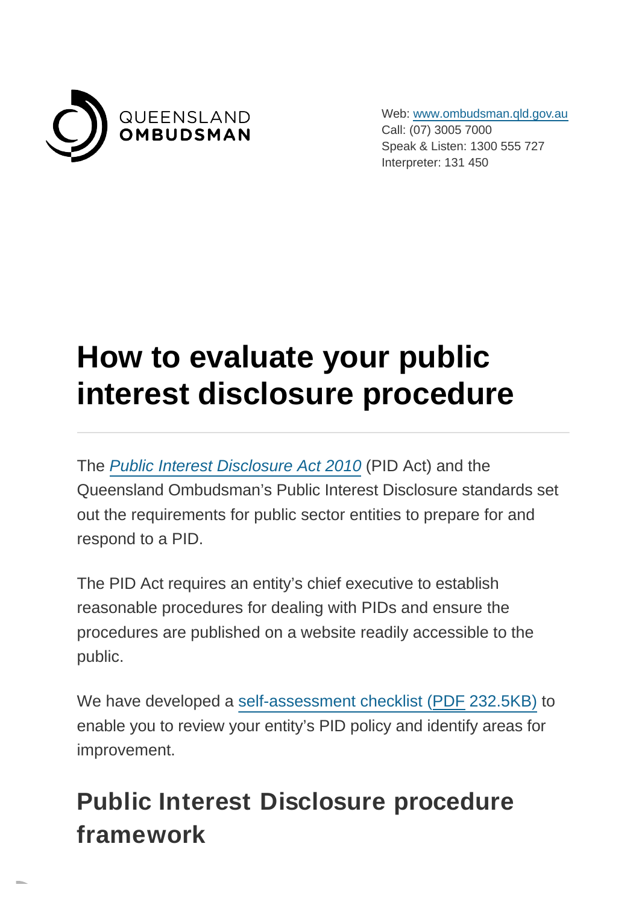QUEENSLAND
**OMBUDSMAN**

Web: [www.ombudsman.qld.gov.au](www.ombudsman.qld.gov.au)
Call: (07) 3005 7000
Speak & Listen: 1300 555 727
Interpreter: 131 450

# How to evaluate your public interest disclosure procedure

---

The *Public Interest Disclosure Act 2010* (PID Act) and the Queensland Ombudsman's Public Interest Disclosure standards set out the requirements for public sector entities to prepare for and respond to a PID.

The PID Act requires an entity's chief executive to establish reasonable procedures for dealing with PIDs and ensure the procedures are published on a website readily accessible to the public.

We have developed a self-assessment checklist (PDF 232.5KB) to enable you to review your entity's PID policy and identify areas for improvement.

## Public Interest Disclosure procedure framework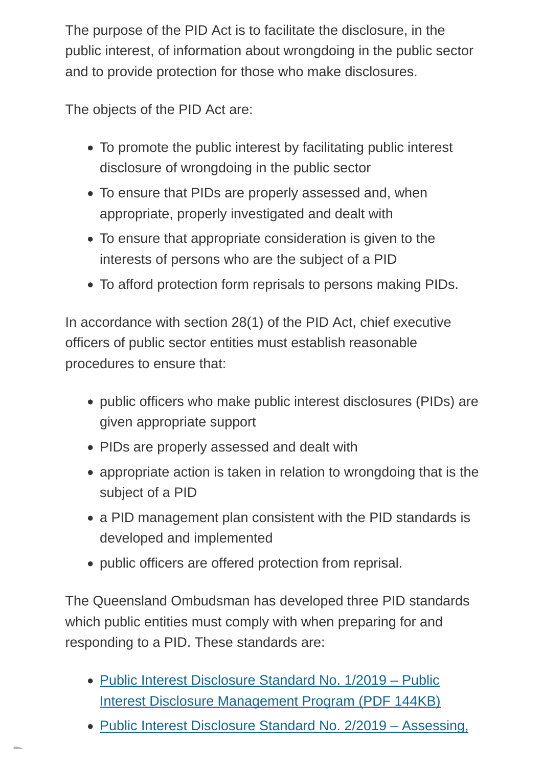The purpose of the PID Act is to facilitate the disclosure, in the public interest, of information about wrongdoing in the public sector and to provide protection for those who make disclosures.

The objects of the PID Act are:

- To promote the public interest by facilitating public interest disclosure of wrongdoing in the public sector
- To ensure that PIDs are properly assessed and, when appropriate, properly investigated and dealt with
- To ensure that appropriate consideration is given to the interests of persons who are the subject of a PID
- To afford protection form reprisals to persons making PIDs.

In accordance with section 28(1) of the PID Act, chief executive officers of public sector entities must establish reasonable procedures to ensure that:

- public officers who make public interest disclosures (PIDs) are given appropriate support
- PIDs are properly assessed and dealt with
- appropriate action is taken in relation to wrongdoing that is the subject of a PID
- a PID management plan consistent with the PID standards is developed and implemented
- public officers are offered protection from reprisal.

The Queensland Ombudsman has developed three PID standards which public entities must comply with when preparing for and responding to a PID. These standards are:

- [Public Interest Disclosure Standard No. 1/2019 – Public Interest Disclosure Management Program (PDF 144KB)]
- [Public Interest Disclosure Standard No. 2/2019 – Assessing,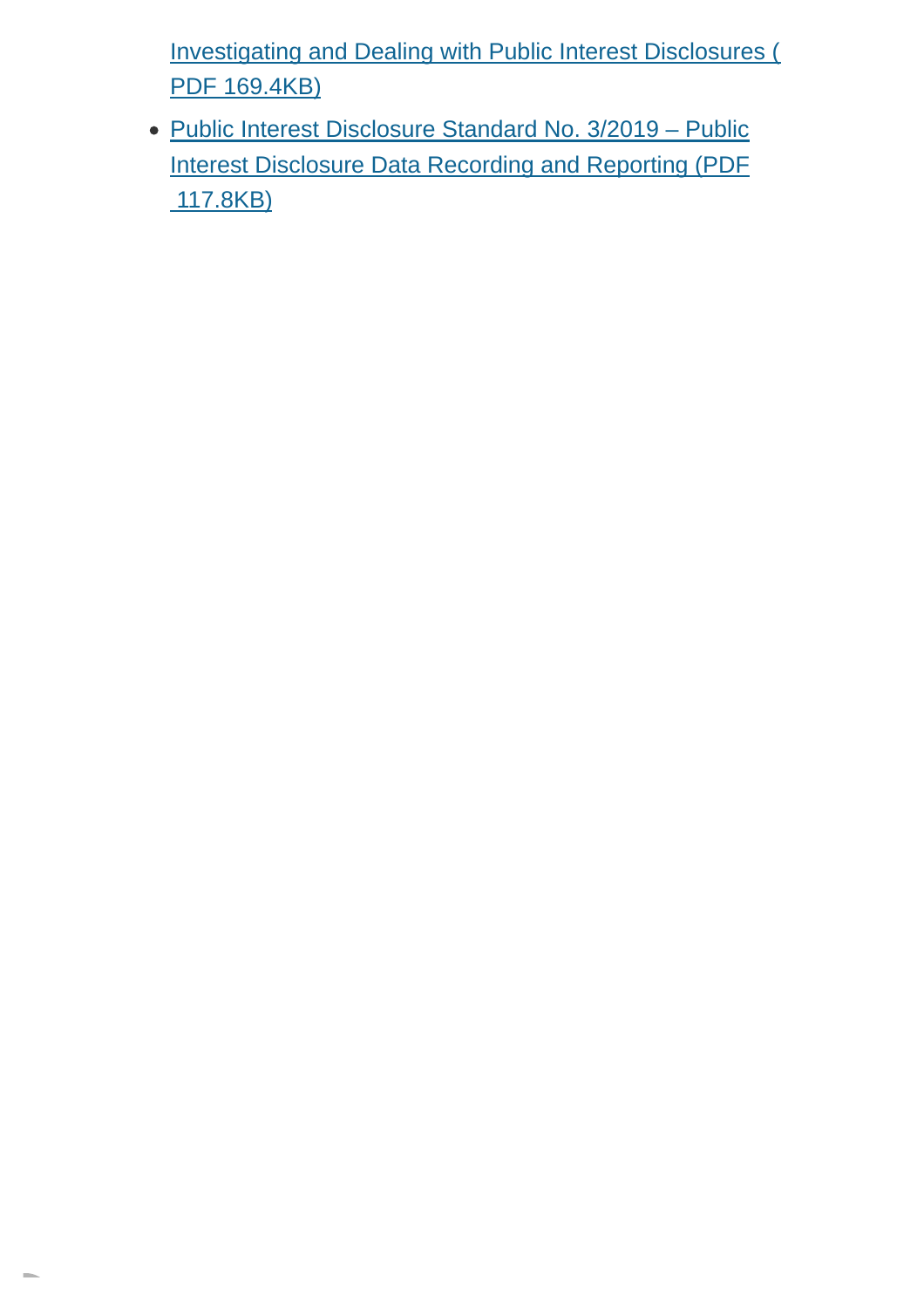Investigating and Dealing with Public Interest Disclosures (PDF 169.4KB)

- Public Interest Disclosure Standard No. 3/2019 – Public Interest Disclosure Data Recording and Reporting (PDF 117.8KB)